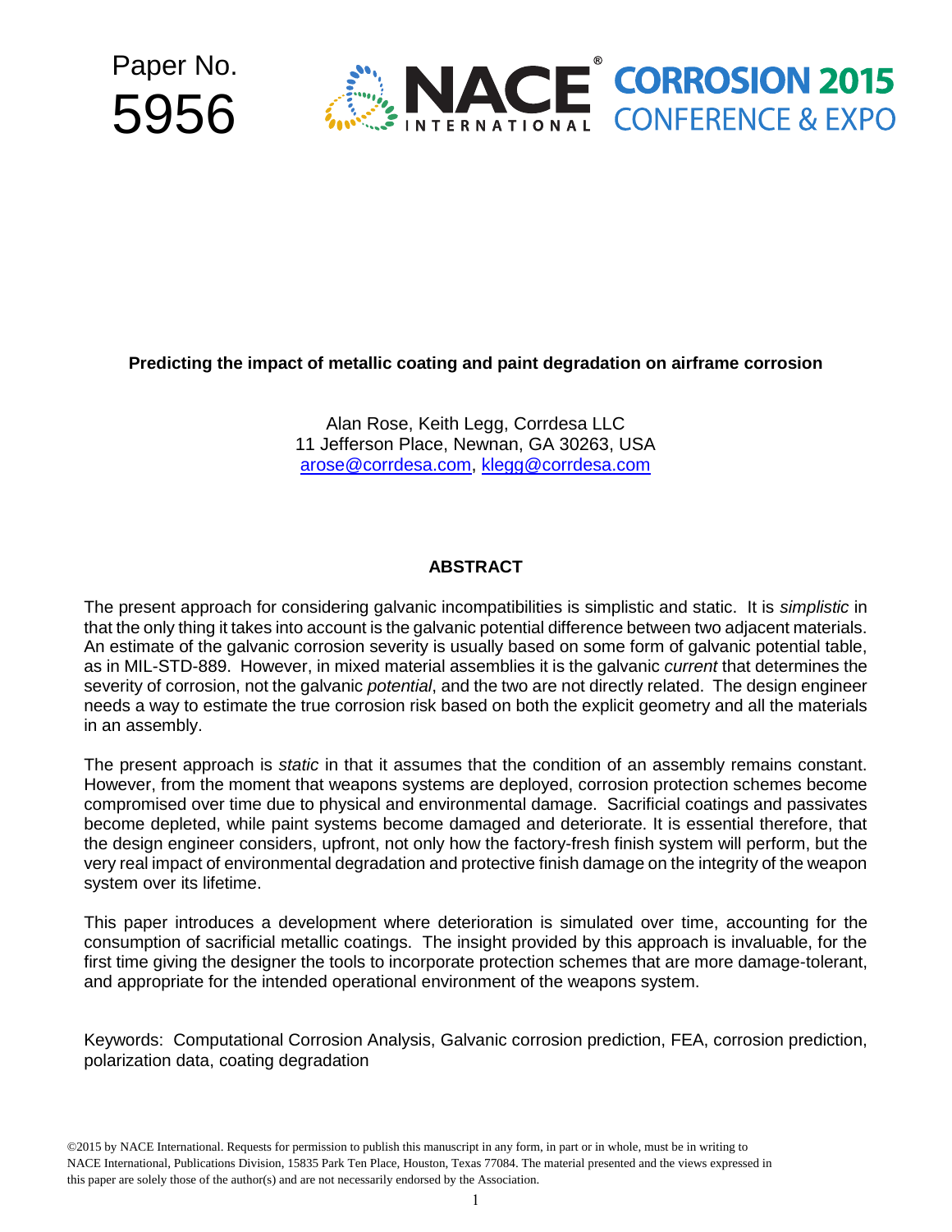Paper No. 5956

NACE INTERNATIONAL CORROSION 2015 CONFERENCE & EXPO

# Predicting the impact of metallic coating and paint degradation on airframe corrosion

Alan Rose, Keith Legg, Corrdesa LLC
11 Jefferson Place, Newnan, GA 30263, USA
arose@corrdesa.com, klegg@corrdesa.com

## ABSTRACT

The present approach for considering galvanic incompatibilities is simplistic and static. It is *simplistic* in that the only thing it takes into account is the galvanic potential difference between two adjacent materials. An estimate of the galvanic corrosion severity is usually based on some form of galvanic potential table, as in MIL-STD-889. However, in mixed material assemblies it is the galvanic *current* that determines the severity of corrosion, not the galvanic *potential*, and the two are not directly related. The design engineer needs a way to estimate the true corrosion risk based on both the explicit geometry and all the materials in an assembly.

The present approach is *static* in that it assumes that the condition of an assembly remains constant. However, from the moment that weapons systems are deployed, corrosion protection schemes become compromised over time due to physical and environmental damage. Sacrificial coatings and passivates become depleted, while paint systems become damaged and deteriorate. It is essential therefore, that the design engineer considers, upfront, not only how the factory-fresh finish system will perform, but the very real impact of environmental degradation and protective finish damage on the integrity of the weapon system over its lifetime.

This paper introduces a development where deterioration is simulated over time, accounting for the consumption of sacrificial metallic coatings. The insight provided by this approach is invaluable, for the first time giving the designer the tools to incorporate protection schemes that are more damage-tolerant, and appropriate for the intended operational environment of the weapons system.

Keywords: Computational Corrosion Analysis, Galvanic corrosion prediction, FEA, corrosion prediction, polarization data, coating degradation

©2015 by NACE International. Requests for permission to publish this manuscript in any form, in part or in whole, must be in writing to NACE International, Publications Division, 15835 Park Ten Place, Houston, Texas 77084. The material presented and the views expressed in this paper are solely those of the author(s) and are not necessarily endorsed by the Association.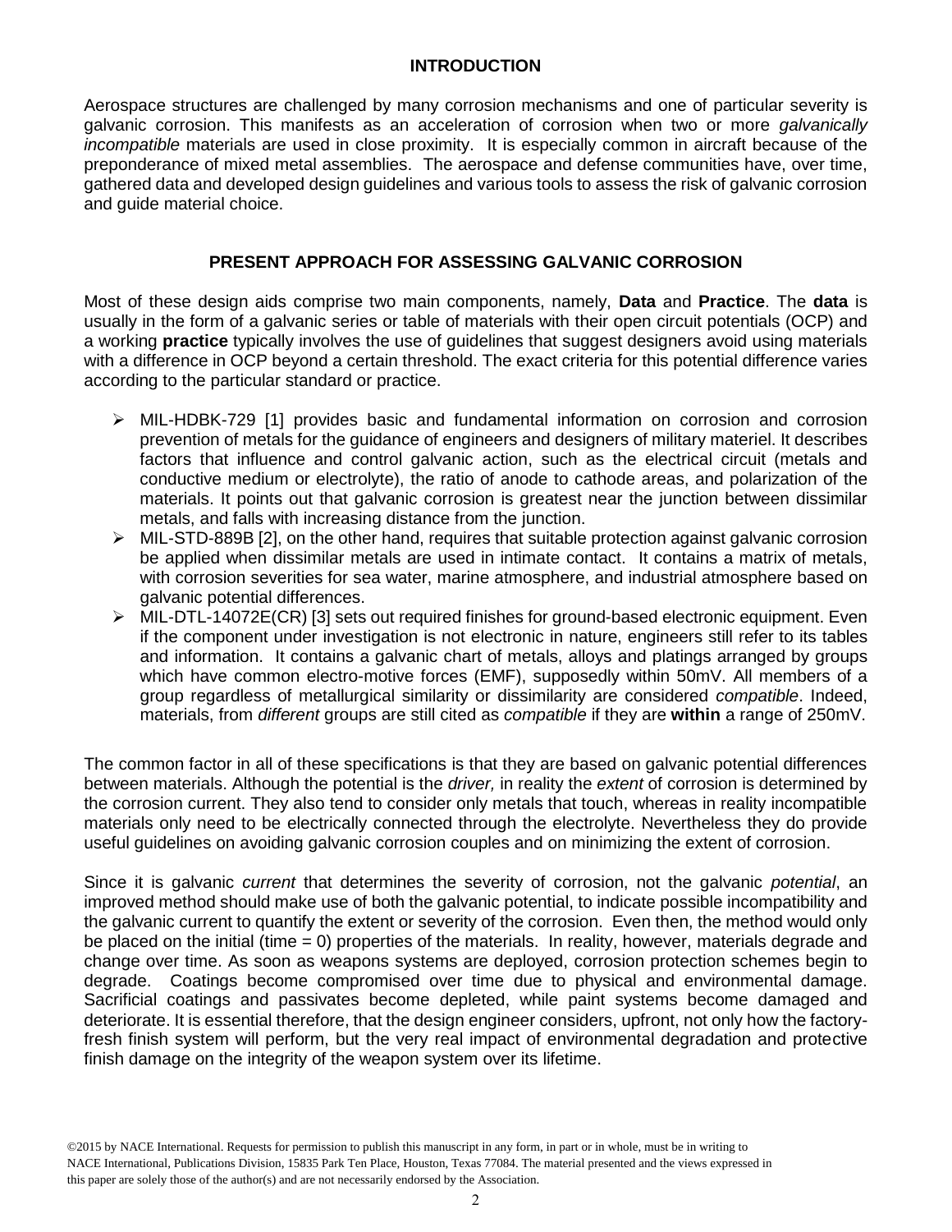## INTRODUCTION

Aerospace structures are challenged by many corrosion mechanisms and one of particular severity is galvanic corrosion. This manifests as an acceleration of corrosion when two or more *galvanically incompatible* materials are used in close proximity. It is especially common in aircraft because of the preponderance of mixed metal assemblies. The aerospace and defense communities have, over time, gathered data and developed design guidelines and various tools to assess the risk of galvanic corrosion and guide material choice.

## PRESENT APPROACH FOR ASSESSING GALVANIC CORROSION

Most of these design aids comprise two main components, namely, **Data** and **Practice**. The **data** is usually in the form of a galvanic series or table of materials with their open circuit potentials (OCP) and a working **practice** typically involves the use of guidelines that suggest designers avoid using materials with a difference in OCP beyond a certain threshold. The exact criteria for this potential difference varies according to the particular standard or practice.

- MIL-HDBK-729 [1] provides basic and fundamental information on corrosion and corrosion prevention of metals for the guidance of engineers and designers of military materiel. It describes factors that influence and control galvanic action, such as the electrical circuit (metals and conductive medium or electrolyte), the ratio of anode to cathode areas, and polarization of the materials. It points out that galvanic corrosion is greatest near the junction between dissimilar metals, and falls with increasing distance from the junction.
- MIL-STD-889B [2], on the other hand, requires that suitable protection against galvanic corrosion be applied when dissimilar metals are used in intimate contact. It contains a matrix of metals, with corrosion severities for sea water, marine atmosphere, and industrial atmosphere based on galvanic potential differences.
- MIL-DTL-14072E(CR) [3] sets out required finishes for ground-based electronic equipment. Even if the component under investigation is not electronic in nature, engineers still refer to its tables and information. It contains a galvanic chart of metals, alloys and platings arranged by groups which have common electro-motive forces (EMF), supposedly within 50mV. All members of a group regardless of metallurgical similarity or dissimilarity are considered *compatible*. Indeed, materials, from *different* groups are still cited as *compatible* if they are **within** a range of 250mV.

The common factor in all of these specifications is that they are based on galvanic potential differences between materials. Although the potential is the *driver,* in reality the *extent* of corrosion is determined by the corrosion current. They also tend to consider only metals that touch, whereas in reality incompatible materials only need to be electrically connected through the electrolyte. Nevertheless they do provide useful guidelines on avoiding galvanic corrosion couples and on minimizing the extent of corrosion.

Since it is galvanic *current* that determines the severity of corrosion, not the galvanic *potential*, an improved method should make use of both the galvanic potential, to indicate possible incompatibility and the galvanic current to quantify the extent or severity of the corrosion. Even then, the method would only be placed on the initial (time = 0) properties of the materials. In reality, however, materials degrade and change over time. As soon as weapons systems are deployed, corrosion protection schemes begin to degrade. Coatings become compromised over time due to physical and environmental damage. Sacrificial coatings and passivates become depleted, while paint systems become damaged and deteriorate. It is essential therefore, that the design engineer considers, upfront, not only how the factory-fresh finish system will perform, but the very real impact of environmental degradation and protective finish damage on the integrity of the weapon system over its lifetime.

©2015 by NACE International. Requests for permission to publish this manuscript in any form, in part or in whole, must be in writing to NACE International, Publications Division, 15835 Park Ten Place, Houston, Texas 77084. The material presented and the views expressed in this paper are solely those of the author(s) and are not necessarily endorsed by the Association.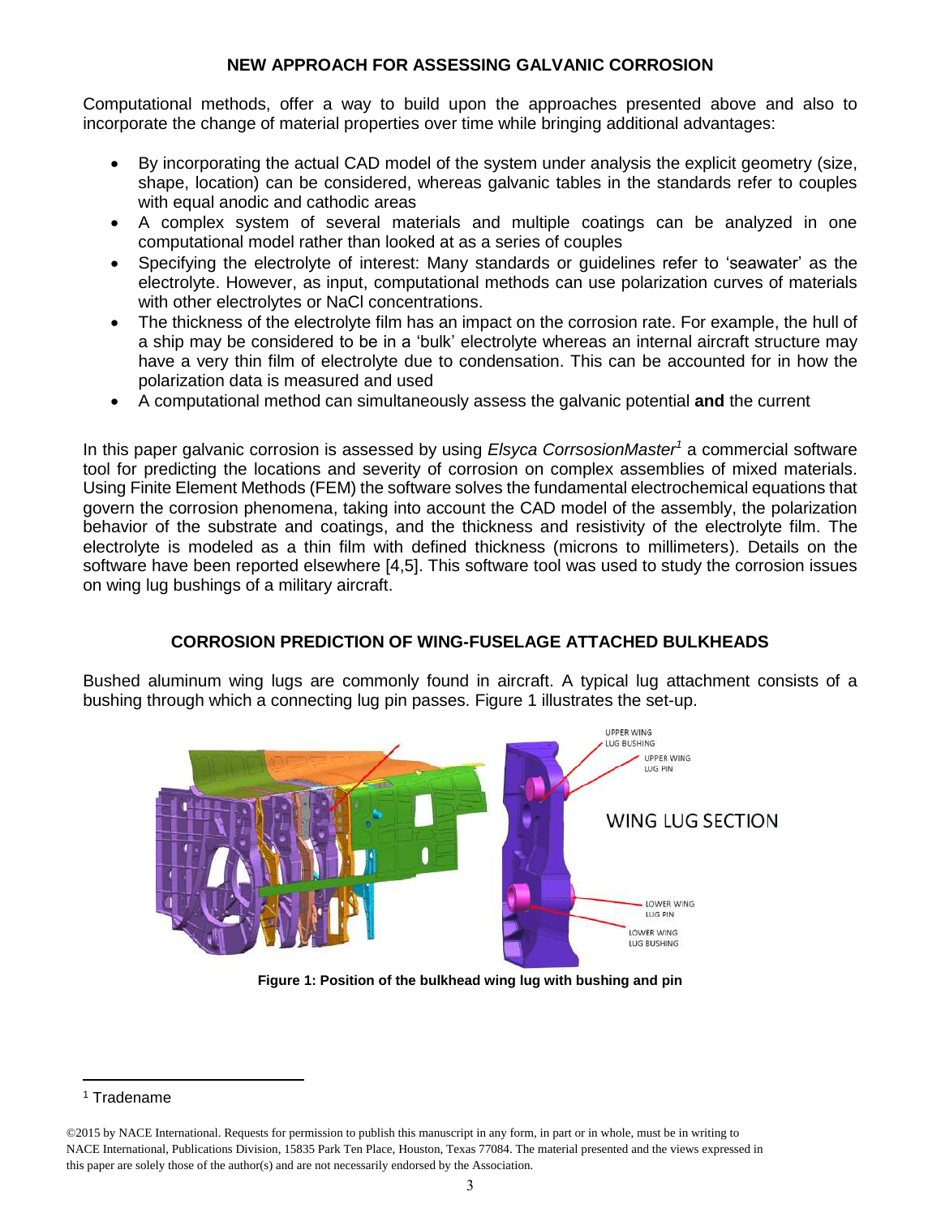## NEW APPROACH FOR ASSESSING GALVANIC CORROSION

Computational methods, offer a way to build upon the approaches presented above and also to incorporate the change of material properties over time while bringing additional advantages:

- By incorporating the actual CAD model of the system under analysis the explicit geometry (size, shape, location) can be considered, whereas galvanic tables in the standards refer to couples with equal anodic and cathodic areas
- A complex system of several materials and multiple coatings can be analyzed in one computational model rather than looked at as a series of couples
- Specifying the electrolyte of interest: Many standards or guidelines refer to 'seawater' as the electrolyte. However, as input, computational methods can use polarization curves of materials with other electrolytes or NaCl concentrations.
- The thickness of the electrolyte film has an impact on the corrosion rate. For example, the hull of a ship may be considered to be in a 'bulk' electrolyte whereas an internal aircraft structure may have a very thin film of electrolyte due to condensation. This can be accounted for in how the polarization data is measured and used
- A computational method can simultaneously assess the galvanic potential **and** the current

In this paper galvanic corrosion is assessed by using *Elsyca CorrsosionMaster*[1] a commercial software tool for predicting the locations and severity of corrosion on complex assemblies of mixed materials. Using Finite Element Methods (FEM) the software solves the fundamental electrochemical equations that govern the corrosion phenomena, taking into account the CAD model of the assembly, the polarization behavior of the substrate and coatings, and the thickness and resistivity of the electrolyte film. The electrolyte is modeled as a thin film with defined thickness (microns to millimeters). Details on the software have been reported elsewhere [4,5]. This software tool was used to study the corrosion issues on wing lug bushings of a military aircraft.

## CORROSION PREDICTION OF WING-FUSELAGE ATTACHED BULKHEADS

Bushed aluminum wing lugs are commonly found in aircraft. A typical lug attachment consists of a bushing through which a connecting lug pin passes. Figure 1 illustrates the set-up.

UPPER WING LUG BUSHING
UPPER WING LUG PIN
WING LUG SECTION
LOWER WING LUG PIN
LOWER WING LUG BUSHING

**Figure 1: Position of the bulkhead wing lug with bushing and pin**

[1] Tradename

©2015 by NACE International. Requests for permission to publish this manuscript in any form, in part or in whole, must be in writing to NACE International, Publications Division, 15835 Park Ten Place, Houston, Texas 77084. The material presented and the views expressed in this paper are solely those of the author(s) and are not necessarily endorsed by the Association.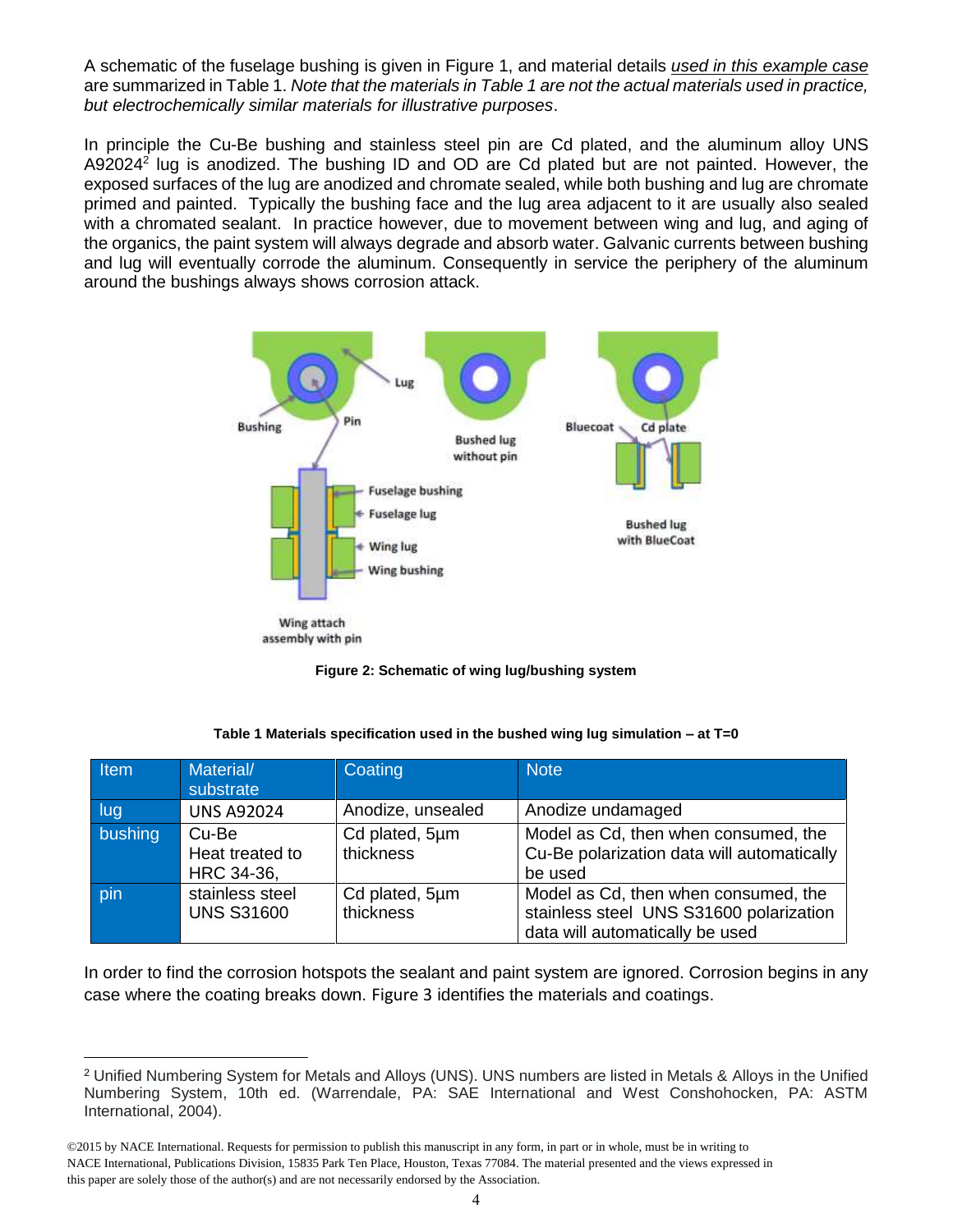A schematic of the fuselage bushing is given in Figure 1, and material details _used in this example case_ are summarized in Table 1. *Note that the materials in Table 1 are not the actual materials used in practice, but electrochemically similar materials for illustrative purposes*.

In principle the Cu-Be bushing and stainless steel pin are Cd plated, and the aluminum alloy UNS A92024[2] lug is anodized. The bushing ID and OD are Cd plated but are not painted. However, the exposed surfaces of the lug are anodized and chromate sealed, while both bushing and lug are chromate primed and painted. Typically the bushing face and the lug area adjacent to it are usually also sealed with a chromated sealant. In practice however, due to movement between wing and lug, and aging of the organics, the paint system will always degrade and absorb water. Galvanic currents between bushing and lug will eventually corrode the aluminum. Consequently in service the periphery of the aluminum around the bushings always shows corrosion attack.

Lug
Bushing
Pin
Bushed lug without pin
Bluecoat
Cd plate
Fuselage bushing
Fuselage lug
Wing lug
Wing bushing
Bushed lug with BlueCoat
Wing attach assembly with pin

**Figure 2: Schematic of wing lug/bushing system**

**Table 1 Materials specification used in the bushed wing lug simulation – at T=0**

| Item | Material/ substrate | Coating | Note |
|---|---|---|---|
| lug | UNS A92024 | Anodize, unsealed | Anodize undamaged |
| bushing | Cu-Be Heat treated to HRC 34-36, | Cd plated, 5µm thickness | Model as Cd, then when consumed, the Cu-Be polarization data will automatically be used |
| pin | stainless steel UNS S31600 | Cd plated, 5µm thickness | Model as Cd, then when consumed, the stainless steel UNS S31600 polarization data will automatically be used |

In order to find the corrosion hotspots the sealant and paint system are ignored. Corrosion begins in any case where the coating breaks down. Figure 3 identifies the materials and coatings.

---

[2] Unified Numbering System for Metals and Alloys (UNS). UNS numbers are listed in Metals & Alloys in the Unified Numbering System, 10th ed. (Warrendale, PA: SAE International and West Conshohocken, PA: ASTM International, 2004).

©2015 by NACE International. Requests for permission to publish this manuscript in any form, in part or in whole, must be in writing to NACE International, Publications Division, 15835 Park Ten Place, Houston, Texas 77084. The material presented and the views expressed in this paper are solely those of the author(s) and are not necessarily endorsed by the Association.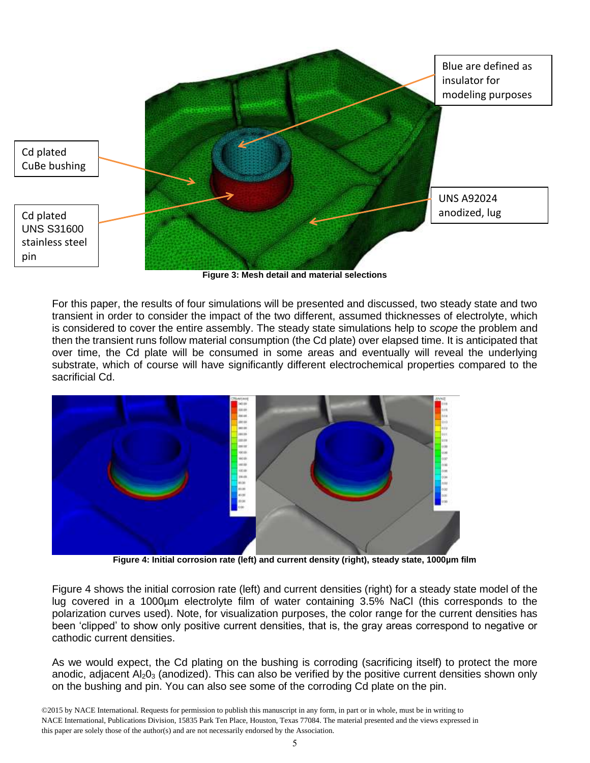Blue are defined as insulator for modeling purposes

Cd plated CuBe bushing

Cd plated UNS S31600 stainless steel pin

UNS A92024 anodized, lug

**Figure 3: Mesh detail and material selections**

For this paper, the results of four simulations will be presented and discussed, two steady state and two transient in order to consider the impact of the two different, assumed thicknesses of electrolyte, which is considered to cover the entire assembly. The steady state simulations help to *scope* the problem and then the transient runs follow material consumption (the Cd plate) over elapsed time. It is anticipated that over time, the Cd plate will be consumed in some areas and eventually will reveal the underlying substrate, which of course will have significantly different electrochemical properties compared to the sacrificial Cd.

**Figure 4: Initial corrosion rate (left) and current density (right), steady state, 1000µm film**

Figure 4 shows the initial corrosion rate (left) and current densities (right) for a steady state model of the lug covered in a 1000µm electrolyte film of water containing 3.5% NaCl (this corresponds to the polarization curves used). Note, for visualization purposes, the color range for the current densities has been 'clipped' to show only positive current densities, that is, the gray areas correspond to negative or cathodic current densities.

As we would expect, the Cd plating on the bushing is corroding (sacrificing itself) to protect the more anodic, adjacent $Al_2O_3$ (anodized). This can also be verified by the positive current densities shown only on the bushing and pin. You can also see some of the corroding Cd plate on the pin.

©2015 by NACE International. Requests for permission to publish this manuscript in any form, in part or in whole, must be in writing to NACE International, Publications Division, 15835 Park Ten Place, Houston, Texas 77084. The material presented and the views expressed in this paper are solely those of the author(s) and are not necessarily endorsed by the Association.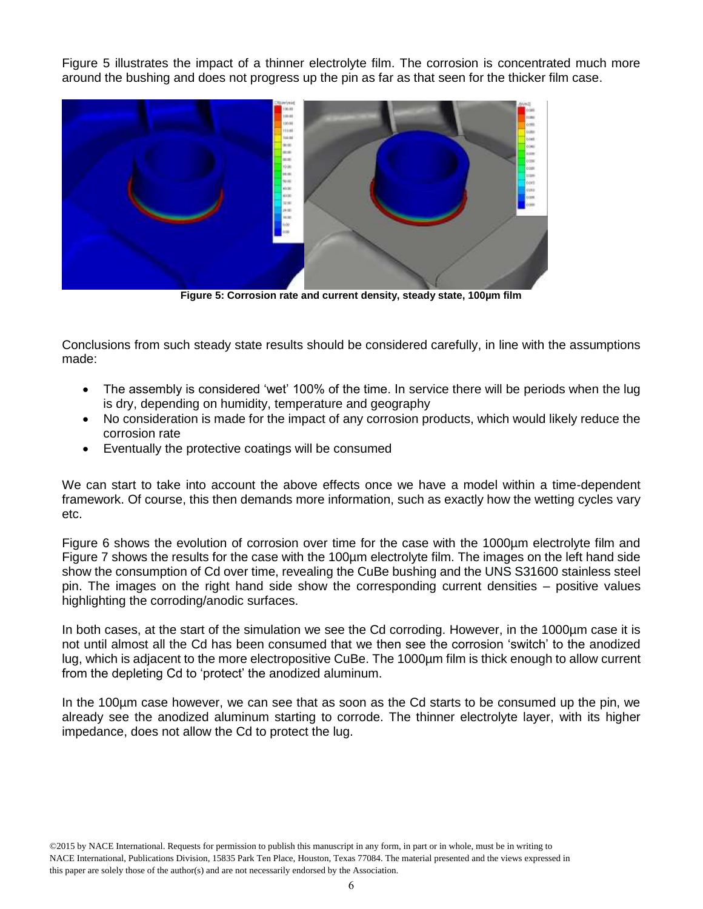Figure 5 illustrates the impact of a thinner electrolyte film. The corrosion is concentrated much more around the bushing and does not progress up the pin as far as that seen for the thicker film case.

**Figure 5: Corrosion rate and current density, steady state, 100µm film**

Conclusions from such steady state results should be considered carefully, in line with the assumptions made:

- The assembly is considered 'wet' 100% of the time. In service there will be periods when the lug is dry, depending on humidity, temperature and geography
- No consideration is made for the impact of any corrosion products, which would likely reduce the corrosion rate
- Eventually the protective coatings will be consumed

We can start to take into account the above effects once we have a model within a time-dependent framework. Of course, this then demands more information, such as exactly how the wetting cycles vary etc.

Figure 6 shows the evolution of corrosion over time for the case with the 1000µm electrolyte film and Figure 7 shows the results for the case with the 100µm electrolyte film. The images on the left hand side show the consumption of Cd over time, revealing the CuBe bushing and the UNS S31600 stainless steel pin. The images on the right hand side show the corresponding current densities – positive values highlighting the corroding/anodic surfaces.

In both cases, at the start of the simulation we see the Cd corroding. However, in the 1000µm case it is not until almost all the Cd has been consumed that we then see the corrosion 'switch' to the anodized lug, which is adjacent to the more electropositive CuBe. The 1000µm film is thick enough to allow current from the depleting Cd to 'protect' the anodized aluminum.

In the 100µm case however, we can see that as soon as the Cd starts to be consumed up the pin, we already see the anodized aluminum starting to corrode. The thinner electrolyte layer, with its higher impedance, does not allow the Cd to protect the lug.

©2015 by NACE International. Requests for permission to publish this manuscript in any form, in part or in whole, must be in writing to NACE International, Publications Division, 15835 Park Ten Place, Houston, Texas 77084. The material presented and the views expressed in this paper are solely those of the author(s) and are not necessarily endorsed by the Association.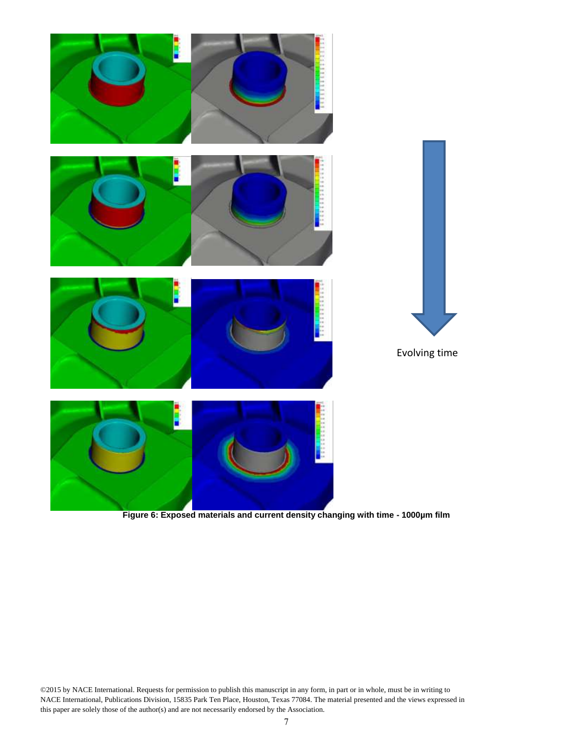Evolving time

**Figure 6: Exposed materials and current density changing with time - 1000µm film**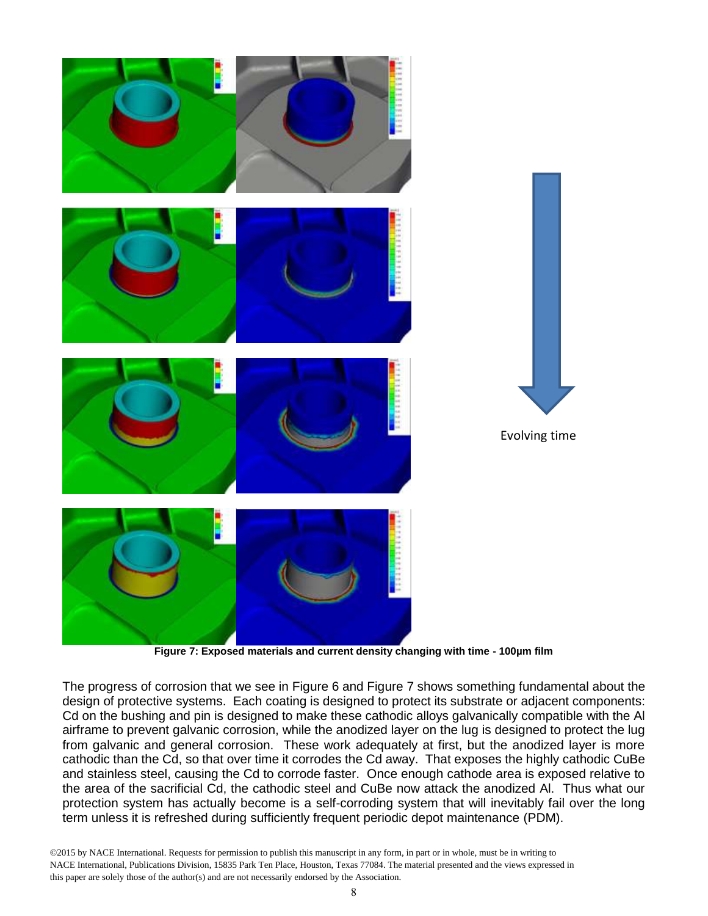Evolving time

**Figure 7: Exposed materials and current density changing with time - 100μm film**

The progress of corrosion that we see in Figure 6 and Figure 7 shows something fundamental about the design of protective systems. Each coating is designed to protect its substrate or adjacent components: Cd on the bushing and pin is designed to make these cathodic alloys galvanically compatible with the Al airframe to prevent galvanic corrosion, while the anodized layer on the lug is designed to protect the lug from galvanic and general corrosion. These work adequately at first, but the anodized layer is more cathodic than the Cd, so that over time it corrodes the Cd away. That exposes the highly cathodic CuBe and stainless steel, causing the Cd to corrode faster. Once enough cathode area is exposed relative to the area of the sacrificial Cd, the cathodic steel and CuBe now attack the anodized Al. Thus what our protection system has actually become is a self-corroding system that will inevitably fail over the long term unless it is refreshed during sufficiently frequent periodic depot maintenance (PDM).

©2015 by NACE International. Requests for permission to publish this manuscript in any form, in part or in whole, must be in writing to NACE International, Publications Division, 15835 Park Ten Place, Houston, Texas 77084. The material presented and the views expressed in this paper are solely those of the author(s) and are not necessarily endorsed by the Association.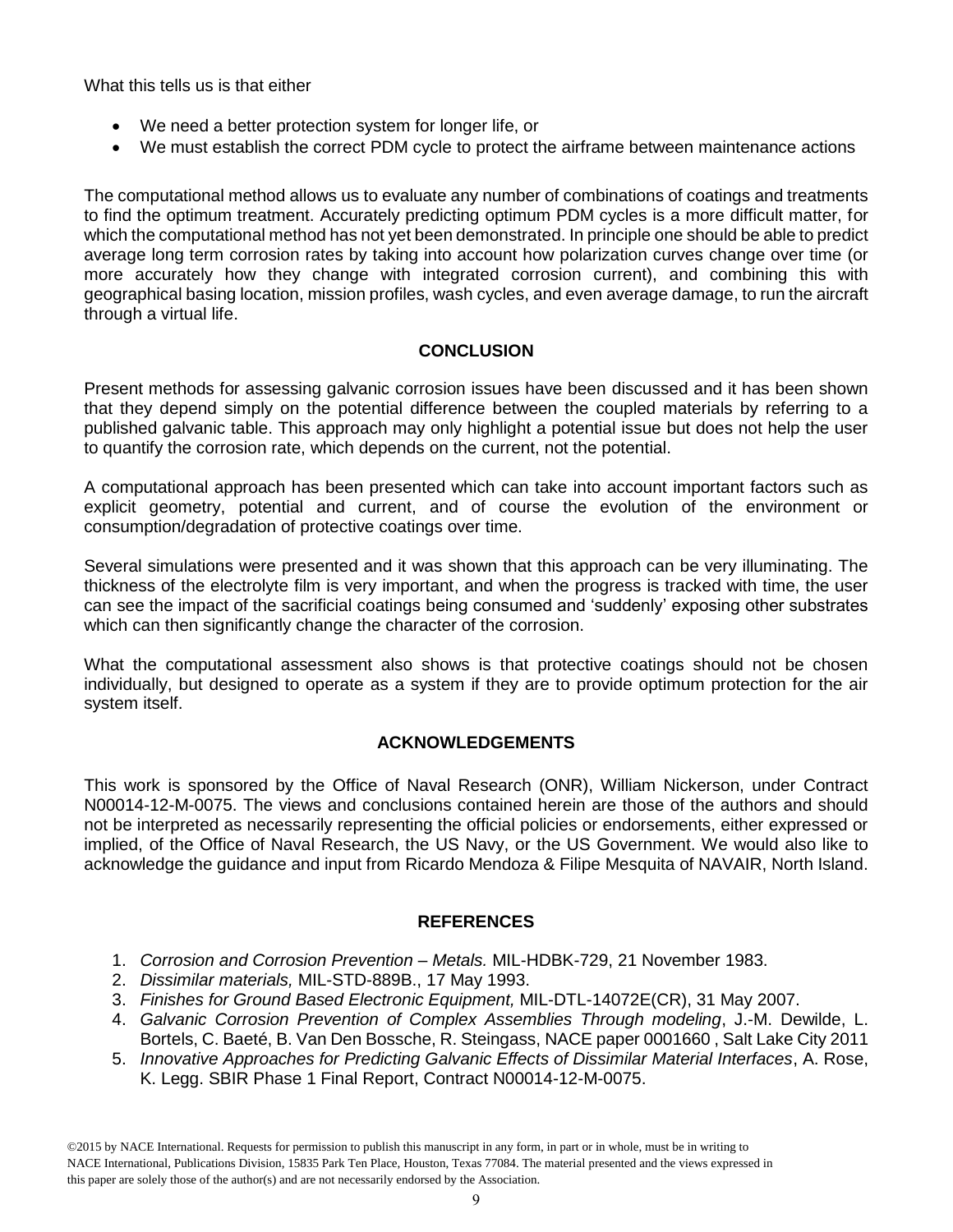What this tells us is that either

- We need a better protection system for longer life, or
- We must establish the correct PDM cycle to protect the airframe between maintenance actions

The computational method allows us to evaluate any number of combinations of coatings and treatments to find the optimum treatment. Accurately predicting optimum PDM cycles is a more difficult matter, for which the computational method has not yet been demonstrated. In principle one should be able to predict average long term corrosion rates by taking into account how polarization curves change over time (or more accurately how they change with integrated corrosion current), and combining this with geographical basing location, mission profiles, wash cycles, and even average damage, to run the aircraft through a virtual life.

## CONCLUSION

Present methods for assessing galvanic corrosion issues have been discussed and it has been shown that they depend simply on the potential difference between the coupled materials by referring to a published galvanic table. This approach may only highlight a potential issue but does not help the user to quantify the corrosion rate, which depends on the current, not the potential.

A computational approach has been presented which can take into account important factors such as explicit geometry, potential and current, and of course the evolution of the environment or consumption/degradation of protective coatings over time.

Several simulations were presented and it was shown that this approach can be very illuminating. The thickness of the electrolyte film is very important, and when the progress is tracked with time, the user can see the impact of the sacrificial coatings being consumed and 'suddenly' exposing other substrates which can then significantly change the character of the corrosion.

What the computational assessment also shows is that protective coatings should not be chosen individually, but designed to operate as a system if they are to provide optimum protection for the air system itself.

## ACKNOWLEDGEMENTS

This work is sponsored by the Office of Naval Research (ONR), William Nickerson, under Contract N00014-12-M-0075. The views and conclusions contained herein are those of the authors and should not be interpreted as necessarily representing the official policies or endorsements, either expressed or implied, of the Office of Naval Research, the US Navy, or the US Government. We would also like to acknowledge the guidance and input from Ricardo Mendoza & Filipe Mesquita of NAVAIR, North Island.

## REFERENCES

1. *Corrosion and Corrosion Prevention – Metals.* MIL-HDBK-729, 21 November 1983.
2. *Dissimilar materials,* MIL-STD-889B., 17 May 1993.
3. *Finishes for Ground Based Electronic Equipment,* MIL-DTL-14072E(CR), 31 May 2007.
4. *Galvanic Corrosion Prevention of Complex Assemblies Through modeling*, J.-M. Dewilde, L. Bortels, C. Baeté, B. Van Den Bossche, R. Steingass, NACE paper 0001660 , Salt Lake City 2011
5. *Innovative Approaches for Predicting Galvanic Effects of Dissimilar Material Interfaces*, A. Rose, K. Legg. SBIR Phase 1 Final Report, Contract N00014-12-M-0075.

©2015 by NACE International. Requests for permission to publish this manuscript in any form, in part or in whole, must be in writing to NACE International, Publications Division, 15835 Park Ten Place, Houston, Texas 77084. The material presented and the views expressed in this paper are solely those of the author(s) and are not necessarily endorsed by the Association.